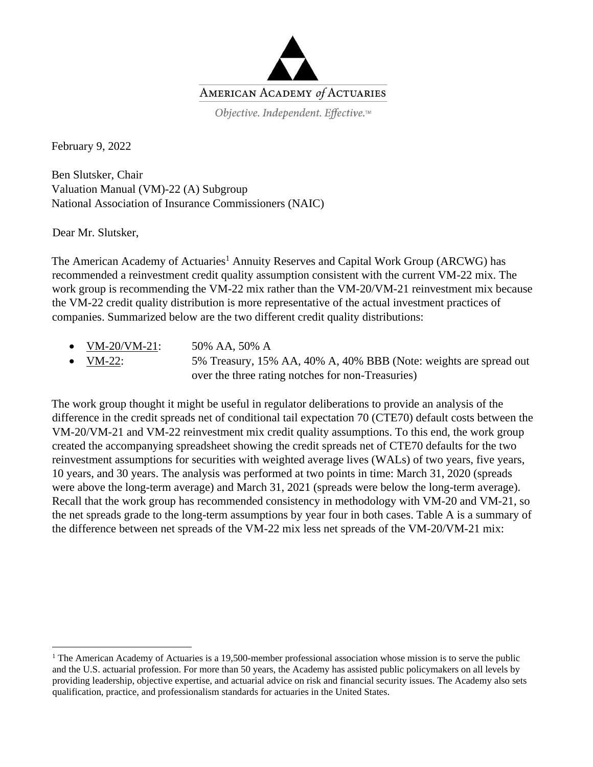AMERICAN ACADEMY *of* ACTUARIES

*Objective. Independent. Effective.™*

February 9, 2022

Ben Slutsker, Chair
Valuation Manual (VM)-22 (A) Subgroup
National Association of Insurance Commissioners (NAIC)

Dear Mr. Slutsker,

The American Academy of Actuaries[1] Annuity Reserves and Capital Work Group (ARCWG) has recommended a reinvestment credit quality assumption consistent with the current VM-22 mix. The work group is recommending the VM-22 mix rather than the VM-20/VM-21 reinvestment mix because the VM-22 credit quality distribution is more representative of the actual investment practices of companies. Summarized below are the two different credit quality distributions:

- VM-20/VM-21: 50% AA, 50% A
- VM-22: 5% Treasury, 15% AA, 40% A, 40% BBB (Note: weights are spread out over the three rating notches for non-Treasuries)

The work group thought it might be useful in regulator deliberations to provide an analysis of the difference in the credit spreads net of conditional tail expectation 70 (CTE70) default costs between the VM-20/VM-21 and VM-22 reinvestment mix credit quality assumptions. To this end, the work group created the accompanying spreadsheet showing the credit spreads net of CTE70 defaults for the two reinvestment assumptions for securities with weighted average lives (WALs) of two years, five years, 10 years, and 30 years. The analysis was performed at two points in time: March 31, 2020 (spreads were above the long-term average) and March 31, 2021 (spreads were below the long-term average). Recall that the work group has recommended consistency in methodology with VM-20 and VM-21, so the net spreads grade to the long-term assumptions by year four in both cases. Table A is a summary of the difference between net spreads of the VM-22 mix less net spreads of the VM-20/VM-21 mix:

[1] The American Academy of Actuaries is a 19,500-member professional association whose mission is to serve the public and the U.S. actuarial profession. For more than 50 years, the Academy has assisted public policymakers on all levels by providing leadership, objective expertise, and actuarial advice on risk and financial security issues. The Academy also sets qualification, practice, and professionalism standards for actuaries in the United States.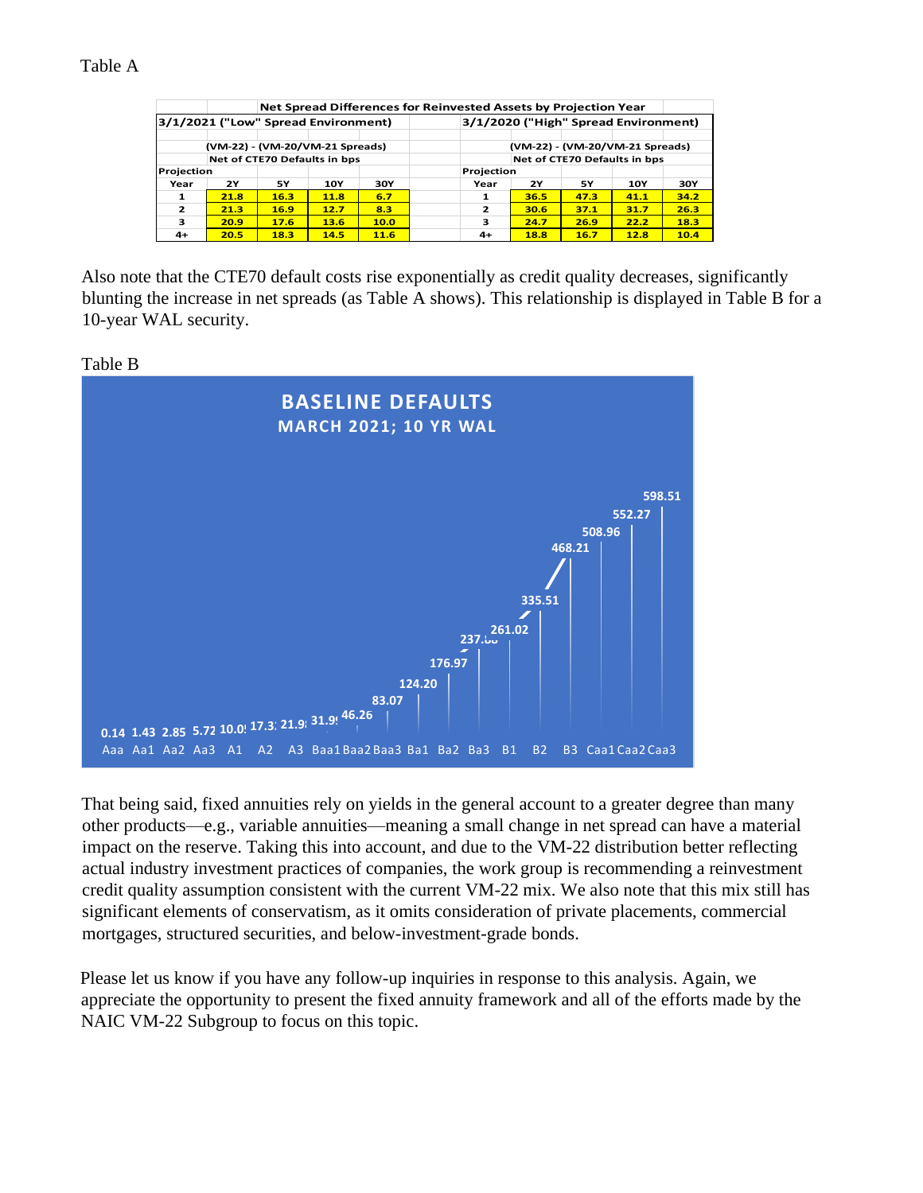Table A

| Net Spread Differences for Reinvested Assets by Projection Year | | | | | | | | | |
|---|---|---|---|---|---|---|---|---|---|
| 3/1/2021 ("Low" Spread Environment) | | | | | 3/1/2020 ("High" Spread Environment) | | | | |
| (VM-22) - (VM-20/VM-21 Spreads) Net of CTE70 Defaults in bps | | | | | (VM-22) - (VM-20/VM-21 Spreads) Net of CTE70 Defaults in bps | | | | |
| Projection Year | 2Y | 5Y | 10Y | 30Y | Projection Year | 2Y | 5Y | 10Y | 30Y |
| 1 | 21.8 | 16.3 | 11.8 | 6.7 | 1 | 36.5 | 47.3 | 41.1 | 34.2 |
| 2 | 21.3 | 16.9 | 12.7 | 8.3 | 2 | 30.6 | 37.1 | 31.7 | 26.3 |
| 3 | 20.9 | 17.6 | 13.6 | 10.0 | 3 | 24.7 | 26.9 | 22.2 | 18.3 |
| 4+ | 20.5 | 18.3 | 14.5 | 11.6 | 4+ | 18.8 | 16.7 | 12.8 | 10.4 |

Also note that the CTE70 default costs rise exponentially as credit quality decreases, significantly blunting the increase in net spreads (as Table A shows). This relationship is displayed in Table B for a 10-year WAL security.

Table B

**BASELINE DEFAULTS**
**MARCH 2021; 10 YR WAL**

| Rating | Aaa | Aa1 | Aa2 | Aa3 | A1 | A2 | A3 | Baa1 | Baa2 | Baa3 | Ba1 | Ba2 | Ba3 | B1 | B2 | B3 | Caa1 | Caa2 | Caa3 |
|---|---|---|---|---|---|---|---|---|---|---|---|---|---|---|---|---|---|---|---|
| Default | 0.14 | 1.43 | 2.85 | 5.72 | 10.0 | 17.3 | 21.9 | 31.9 | 46.26 | 83.07 | 124.20 | 176.97 | 237. | 261.02 | 335.51 | 468.21 | 508.96 | 552.27 | 598.51 |

That being said, fixed annuities rely on yields in the general account to a greater degree than many other products—e.g., variable annuities—meaning a small change in net spread can have a material impact on the reserve. Taking this into account, and due to the VM-22 distribution better reflecting actual industry investment practices of companies, the work group is recommending a reinvestment credit quality assumption consistent with the current VM-22 mix. We also note that this mix still has significant elements of conservatism, as it omits consideration of private placements, commercial mortgages, structured securities, and below-investment-grade bonds.

Please let us know if you have any follow-up inquiries in response to this analysis. Again, we appreciate the opportunity to present the fixed annuity framework and all of the efforts made by the NAIC VM-22 Subgroup to focus on this topic.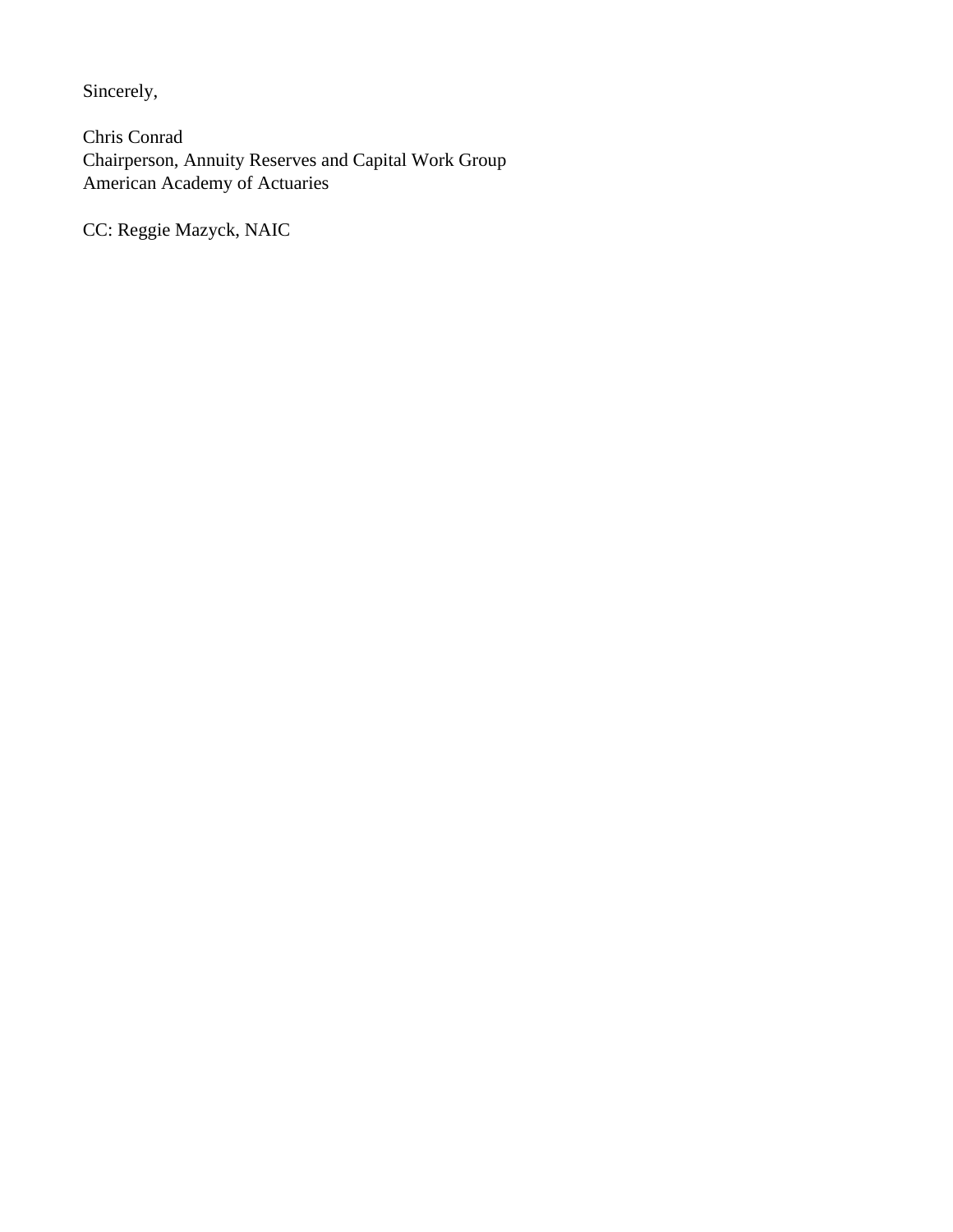Sincerely,

Chris Conrad
Chairperson, Annuity Reserves and Capital Work Group
American Academy of Actuaries

CC: Reggie Mazyck, NAIC